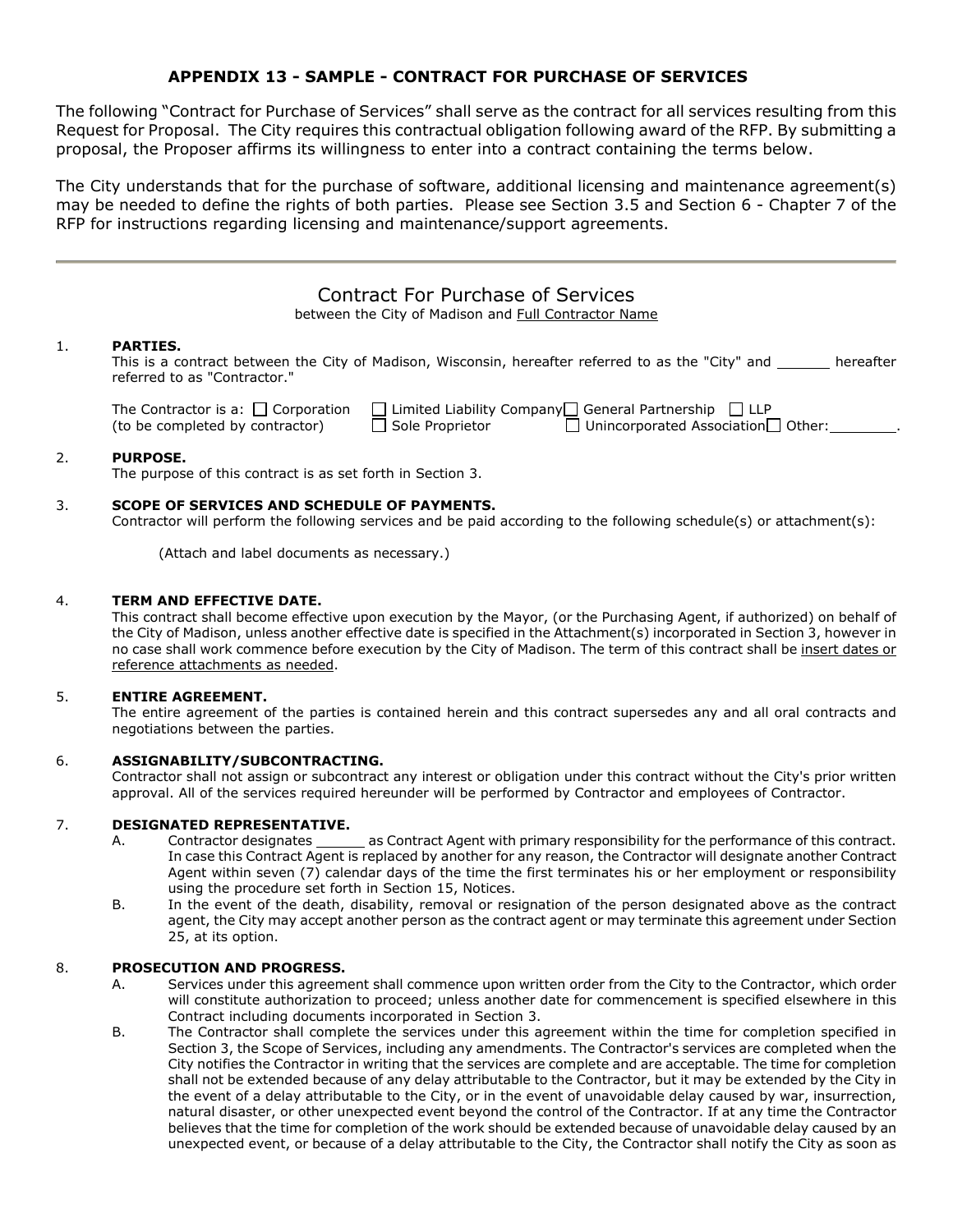## APPENDIX 13 - SAMPLE - CONTRACT FOR PURCHASE OF SERVICES

The following "Contract for Purchase of Services" shall serve as the contract for all services resulting from this Request for Proposal. The City requires this contractual obligation following award of the RFP. By submitting a proposal, the Proposer affirms its willingness to enter into a contract containing the terms below.

The City understands that for the purchase of software, additional licensing and maintenance agreement(s) may be needed to define the rights of both parties. Please see Section 3.5 and Section 6 - Chapter 7 of the RFP for instructions regarding licensing and maintenance/support agreements.

---

# Contract For Purchase of Services

between the City of Madison and Full Contractor Name

1. **PARTIES.**
   This is a contract between the City of Madison, Wisconsin, hereafter referred to as the "City" and ______ hereafter referred to as "Contractor."

   The Contractor is a: ☐ Corporation ☐ Limited Liability Company ☐ General Partnership ☐ LLP
   (to be completed by contractor) ☐ Sole Proprietor ☐ Unincorporated Association ☐ Other:________.

2. **PURPOSE.**
   The purpose of this contract is as set forth in Section 3.

3. **SCOPE OF SERVICES AND SCHEDULE OF PAYMENTS.**
   Contractor will perform the following services and be paid according to the following schedule(s) or attachment(s):

   (Attach and label documents as necessary.)

4. **TERM AND EFFECTIVE DATE.**
   This contract shall become effective upon execution by the Mayor, (or the Purchasing Agent, if authorized) on behalf of the City of Madison, unless another effective date is specified in the Attachment(s) incorporated in Section 3, however in no case shall work commence before execution by the City of Madison. The term of this contract shall be insert dates or reference attachments as needed.

5. **ENTIRE AGREEMENT.**
   The entire agreement of the parties is contained herein and this contract supersedes any and all oral contracts and negotiations between the parties.

6. **ASSIGNABILITY/SUBCONTRACTING.**
   Contractor shall not assign or subcontract any interest or obligation under this contract without the City's prior written approval. All of the services required hereunder will be performed by Contractor and employees of Contractor.

7. **DESIGNATED REPRESENTATIVE.**
   - A. Contractor designates ______ as Contract Agent with primary responsibility for the performance of this contract. In case this Contract Agent is replaced by another for any reason, the Contractor will designate another Contract Agent within seven (7) calendar days of the time the first terminates his or her employment or responsibility using the procedure set forth in Section 15, Notices.
   - B. In the event of the death, disability, removal or resignation of the person designated above as the contract agent, the City may accept another person as the contract agent or may terminate this agreement under Section 25, at its option.

8. **PROSECUTION AND PROGRESS.**
   - A. Services under this agreement shall commence upon written order from the City to the Contractor, which order will constitute authorization to proceed; unless another date for commencement is specified elsewhere in this Contract including documents incorporated in Section 3.
   - B. The Contractor shall complete the services under this agreement within the time for completion specified in Section 3, the Scope of Services, including any amendments. The Contractor's services are completed when the City notifies the Contractor in writing that the services are complete and are acceptable. The time for completion shall not be extended because of any delay attributable to the Contractor, but it may be extended by the City in the event of a delay attributable to the City, or in the event of unavoidable delay caused by war, insurrection, natural disaster, or other unexpected event beyond the control of the Contractor. If at any time the Contractor believes that the time for completion of the work should be extended because of unavoidable delay caused by an unexpected event, or because of a delay attributable to the City, the Contractor shall notify the City as soon as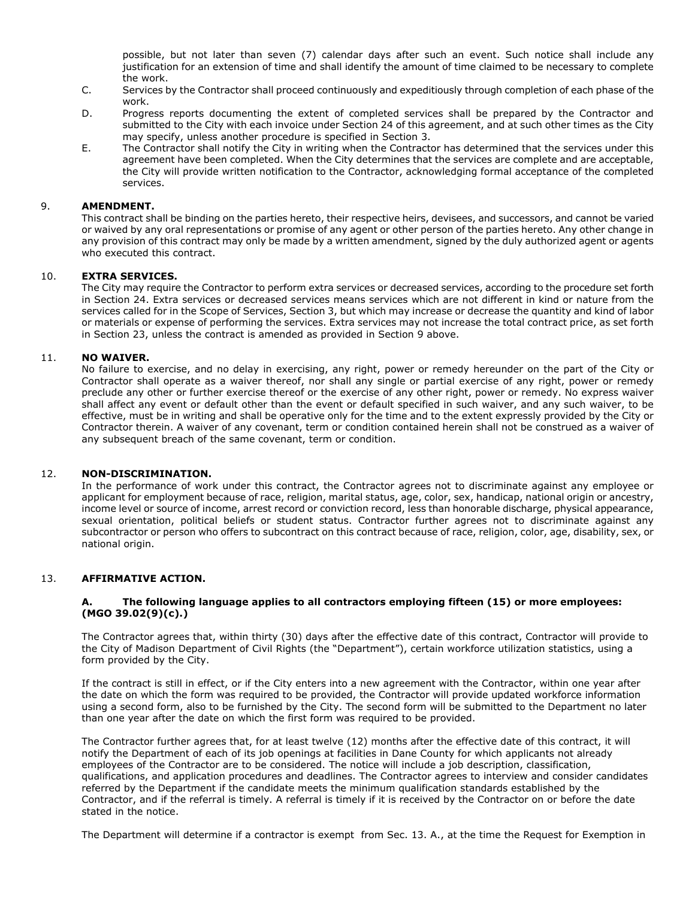possible, but not later than seven (7) calendar days after such an event. Such notice shall include any justification for an extension of time and shall identify the amount of time claimed to be necessary to complete the work.

C. Services by the Contractor shall proceed continuously and expeditiously through completion of each phase of the work.

D. Progress reports documenting the extent of completed services shall be prepared by the Contractor and submitted to the City with each invoice under Section 24 of this agreement, and at such other times as the City may specify, unless another procedure is specified in Section 3.

E. The Contractor shall notify the City in writing when the Contractor has determined that the services under this agreement have been completed. When the City determines that the services are complete and are acceptable, the City will provide written notification to the Contractor, acknowledging formal acceptance of the completed services.

## 9. AMENDMENT.

This contract shall be binding on the parties hereto, their respective heirs, devisees, and successors, and cannot be varied or waived by any oral representations or promise of any agent or other person of the parties hereto. Any other change in any provision of this contract may only be made by a written amendment, signed by the duly authorized agent or agents who executed this contract.

## 10. EXTRA SERVICES.

The City may require the Contractor to perform extra services or decreased services, according to the procedure set forth in Section 24. Extra services or decreased services means services which are not different in kind or nature from the services called for in the Scope of Services, Section 3, but which may increase or decrease the quantity and kind of labor or materials or expense of performing the services. Extra services may not increase the total contract price, as set forth in Section 23, unless the contract is amended as provided in Section 9 above.

## 11. NO WAIVER.

No failure to exercise, and no delay in exercising, any right, power or remedy hereunder on the part of the City or Contractor shall operate as a waiver thereof, nor shall any single or partial exercise of any right, power or remedy preclude any other or further exercise thereof or the exercise of any other right, power or remedy. No express waiver shall affect any event or default other than the event or default specified in such waiver, and any such waiver, to be effective, must be in writing and shall be operative only for the time and to the extent expressly provided by the City or Contractor therein. A waiver of any covenant, term or condition contained herein shall not be construed as a waiver of any subsequent breach of the same covenant, term or condition.

## 12. NON-DISCRIMINATION.

In the performance of work under this contract, the Contractor agrees not to discriminate against any employee or applicant for employment because of race, religion, marital status, age, color, sex, handicap, national origin or ancestry, income level or source of income, arrest record or conviction record, less than honorable discharge, physical appearance, sexual orientation, political beliefs or student status. Contractor further agrees not to discriminate against any subcontractor or person who offers to subcontract on this contract because of race, religion, color, age, disability, sex, or national origin.

## 13. AFFIRMATIVE ACTION.

**A. The following language applies to all contractors employing fifteen (15) or more employees: (MGO 39.02(9)(c).)**

The Contractor agrees that, within thirty (30) days after the effective date of this contract, Contractor will provide to the City of Madison Department of Civil Rights (the "Department"), certain workforce utilization statistics, using a form provided by the City.

If the contract is still in effect, or if the City enters into a new agreement with the Contractor, within one year after the date on which the form was required to be provided, the Contractor will provide updated workforce information using a second form, also to be furnished by the City. The second form will be submitted to the Department no later than one year after the date on which the first form was required to be provided.

The Contractor further agrees that, for at least twelve (12) months after the effective date of this contract, it will notify the Department of each of its job openings at facilities in Dane County for which applicants not already employees of the Contractor are to be considered. The notice will include a job description, classification, qualifications, and application procedures and deadlines. The Contractor agrees to interview and consider candidates referred by the Department if the candidate meets the minimum qualification standards established by the Contractor, and if the referral is timely. A referral is timely if it is received by the Contractor on or before the date stated in the notice.

The Department will determine if a contractor is exempt from Sec. 13. A., at the time the Request for Exemption in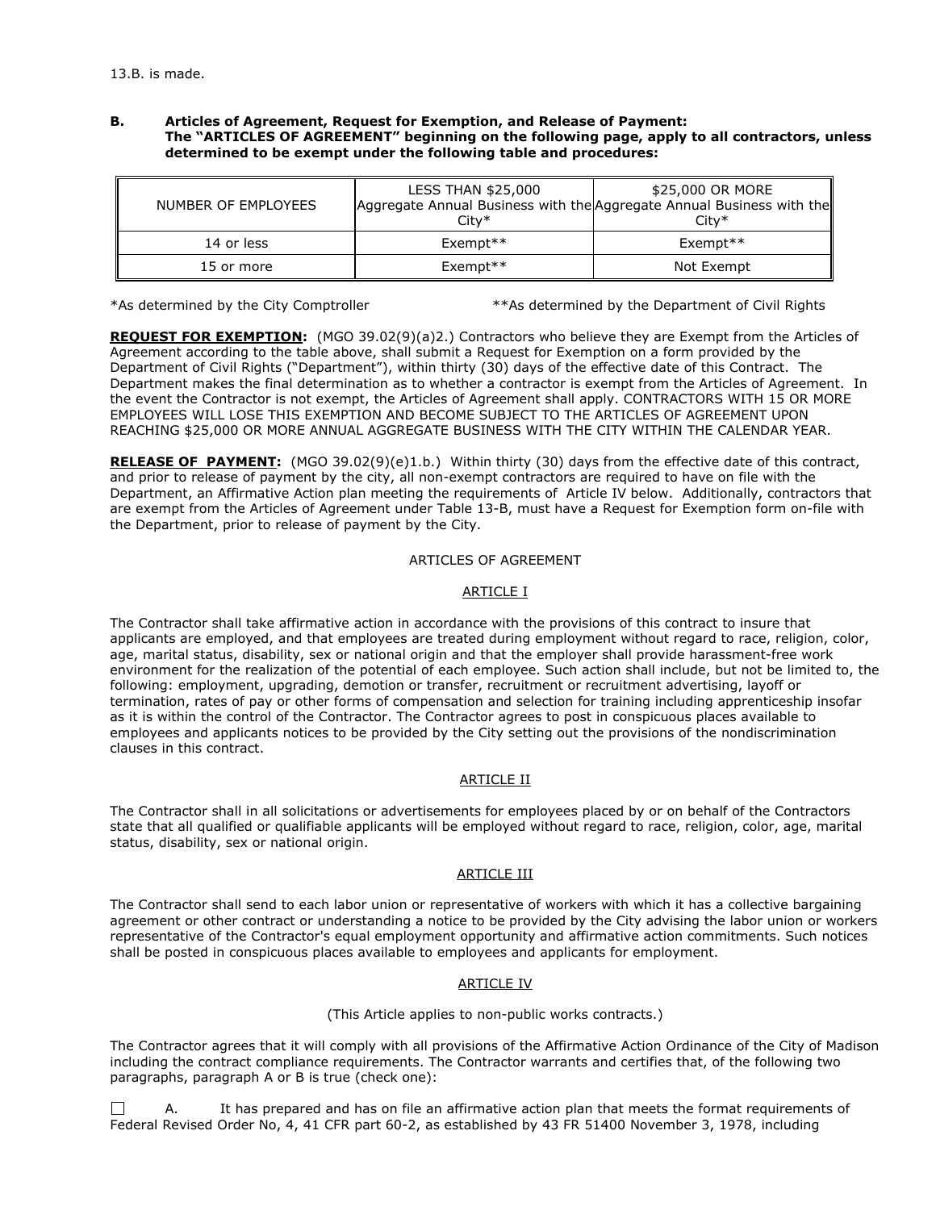13.B. is made.

**B. Articles of Agreement, Request for Exemption, and Release of Payment:**
**The "ARTICLES OF AGREEMENT" beginning on the following page, apply to all contractors, unless determined to be exempt under the following table and procedures:**

| NUMBER OF EMPLOYEES | LESS THAN $25,000 Aggregate Annual Business with the City* | $25,000 OR MORE Aggregate Annual Business with the City* |
|---|---|---|
| 14 or less | Exempt** | Exempt** |
| 15 or more | Exempt** | Not Exempt |

*As determined by the City Comptroller  **As determined by the Department of Civil Rights

**REQUEST FOR EXEMPTION:** (MGO 39.02(9)(a)2.) Contractors who believe they are Exempt from the Articles of Agreement according to the table above, shall submit a Request for Exemption on a form provided by the Department of Civil Rights ("Department"), within thirty (30) days of the effective date of this Contract. The Department makes the final determination as to whether a contractor is exempt from the Articles of Agreement. In the event the Contractor is not exempt, the Articles of Agreement shall apply. CONTRACTORS WITH 15 OR MORE EMPLOYEES WILL LOSE THIS EXEMPTION AND BECOME SUBJECT TO THE ARTICLES OF AGREEMENT UPON REACHING $25,000 OR MORE ANNUAL AGGREGATE BUSINESS WITH THE CITY WITHIN THE CALENDAR YEAR.

**RELEASE OF PAYMENT:** (MGO 39.02(9)(e)1.b.) Within thirty (30) days from the effective date of this contract, and prior to release of payment by the city, all non-exempt contractors are required to have on file with the Department, an Affirmative Action plan meeting the requirements of Article IV below. Additionally, contractors that are exempt from the Articles of Agreement under Table 13-B, must have a Request for Exemption form on-file with the Department, prior to release of payment by the City.

## ARTICLES OF AGREEMENT

### ARTICLE I

The Contractor shall take affirmative action in accordance with the provisions of this contract to insure that applicants are employed, and that employees are treated during employment without regard to race, religion, color, age, marital status, disability, sex or national origin and that the employer shall provide harassment-free work environment for the realization of the potential of each employee. Such action shall include, but not be limited to, the following: employment, upgrading, demotion or transfer, recruitment or recruitment advertising, layoff or termination, rates of pay or other forms of compensation and selection for training including apprenticeship insofar as it is within the control of the Contractor. The Contractor agrees to post in conspicuous places available to employees and applicants notices to be provided by the City setting out the provisions of the nondiscrimination clauses in this contract.

### ARTICLE II

The Contractor shall in all solicitations or advertisements for employees placed by or on behalf of the Contractors state that all qualified or qualifiable applicants will be employed without regard to race, religion, color, age, marital status, disability, sex or national origin.

### ARTICLE III

The Contractor shall send to each labor union or representative of workers with which it has a collective bargaining agreement or other contract or understanding a notice to be provided by the City advising the labor union or workers representative of the Contractor's equal employment opportunity and affirmative action commitments. Such notices shall be posted in conspicuous places available to employees and applicants for employment.

### ARTICLE IV

(This Article applies to non-public works contracts.)

The Contractor agrees that it will comply with all provisions of the Affirmative Action Ordinance of the City of Madison including the contract compliance requirements. The Contractor warrants and certifies that, of the following two paragraphs, paragraph A or B is true (check one):

☐ A. It has prepared and has on file an affirmative action plan that meets the format requirements of Federal Revised Order No, 4, 41 CFR part 60-2, as established by 43 FR 51400 November 3, 1978, including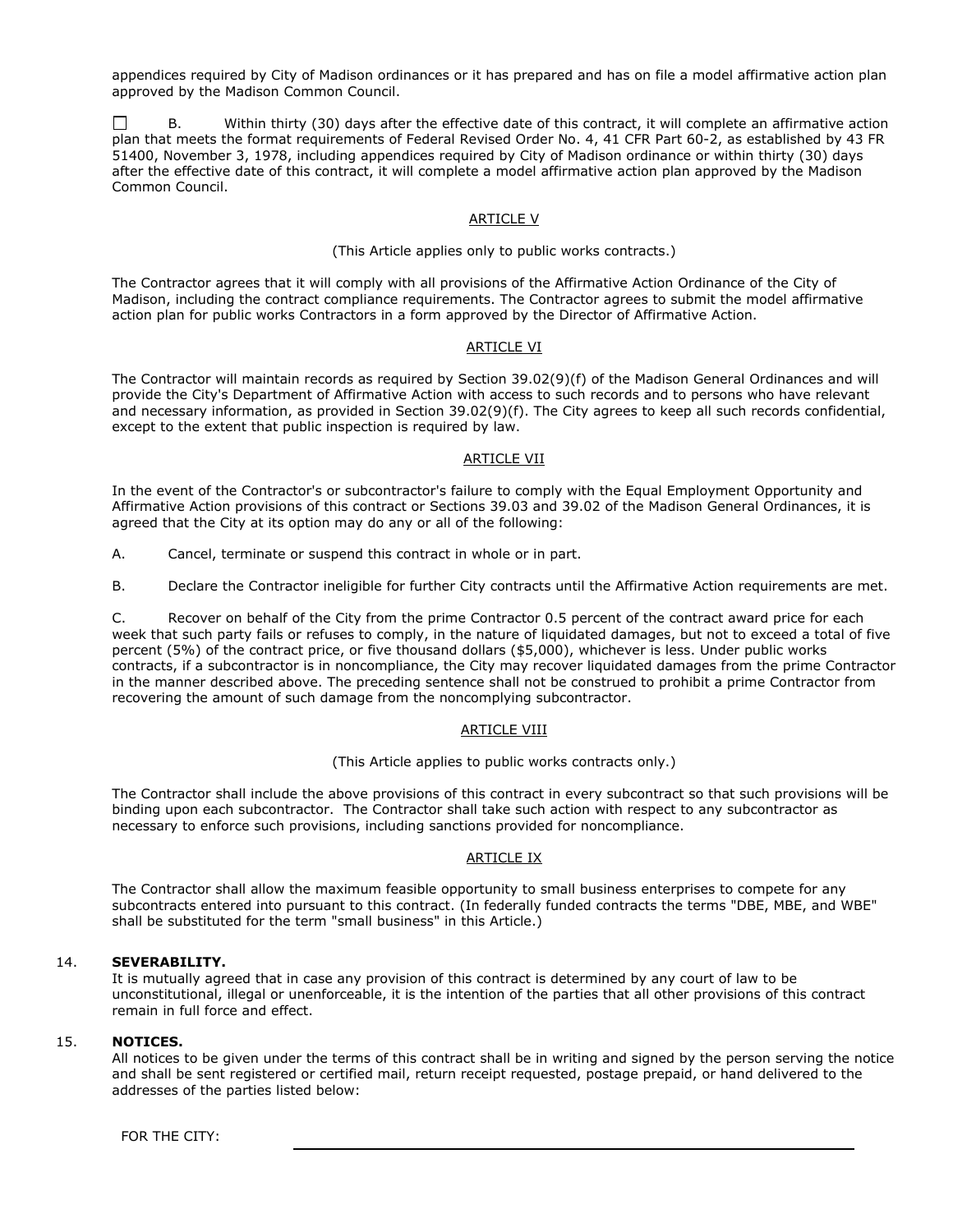appendices required by City of Madison ordinances or it has prepared and has on file a model affirmative action plan approved by the Madison Common Council.

☐ B. Within thirty (30) days after the effective date of this contract, it will complete an affirmative action plan that meets the format requirements of Federal Revised Order No. 4, 41 CFR Part 60-2, as established by 43 FR 51400, November 3, 1978, including appendices required by City of Madison ordinance or within thirty (30) days after the effective date of this contract, it will complete a model affirmative action plan approved by the Madison Common Council.

ARTICLE V

(This Article applies only to public works contracts.)

The Contractor agrees that it will comply with all provisions of the Affirmative Action Ordinance of the City of Madison, including the contract compliance requirements. The Contractor agrees to submit the model affirmative action plan for public works Contractors in a form approved by the Director of Affirmative Action.

ARTICLE VI

The Contractor will maintain records as required by Section 39.02(9)(f) of the Madison General Ordinances and will provide the City's Department of Affirmative Action with access to such records and to persons who have relevant and necessary information, as provided in Section 39.02(9)(f). The City agrees to keep all such records confidential, except to the extent that public inspection is required by law.

ARTICLE VII

In the event of the Contractor's or subcontractor's failure to comply with the Equal Employment Opportunity and Affirmative Action provisions of this contract or Sections 39.03 and 39.02 of the Madison General Ordinances, it is agreed that the City at its option may do any or all of the following:

A. Cancel, terminate or suspend this contract in whole or in part.

B. Declare the Contractor ineligible for further City contracts until the Affirmative Action requirements are met.

C. Recover on behalf of the City from the prime Contractor 0.5 percent of the contract award price for each week that such party fails or refuses to comply, in the nature of liquidated damages, but not to exceed a total of five percent (5%) of the contract price, or five thousand dollars ($5,000), whichever is less. Under public works contracts, if a subcontractor is in noncompliance, the City may recover liquidated damages from the prime Contractor in the manner described above. The preceding sentence shall not be construed to prohibit a prime Contractor from recovering the amount of such damage from the noncomplying subcontractor.

ARTICLE VIII

(This Article applies to public works contracts only.)

The Contractor shall include the above provisions of this contract in every subcontract so that such provisions will be binding upon each subcontractor. The Contractor shall take such action with respect to any subcontractor as necessary to enforce such provisions, including sanctions provided for noncompliance.

ARTICLE IX

The Contractor shall allow the maximum feasible opportunity to small business enterprises to compete for any subcontracts entered into pursuant to this contract. (In federally funded contracts the terms "DBE, MBE, and WBE" shall be substituted for the term "small business" in this Article.)

14. **SEVERABILITY.**
It is mutually agreed that in case any provision of this contract is determined by any court of law to be unconstitutional, illegal or unenforceable, it is the intention of the parties that all other provisions of this contract remain in full force and effect.

15. **NOTICES.**
All notices to be given under the terms of this contract shall be in writing and signed by the person serving the notice and shall be sent registered or certified mail, return receipt requested, postage prepaid, or hand delivered to the addresses of the parties listed below:

FOR THE CITY: ______________________________________________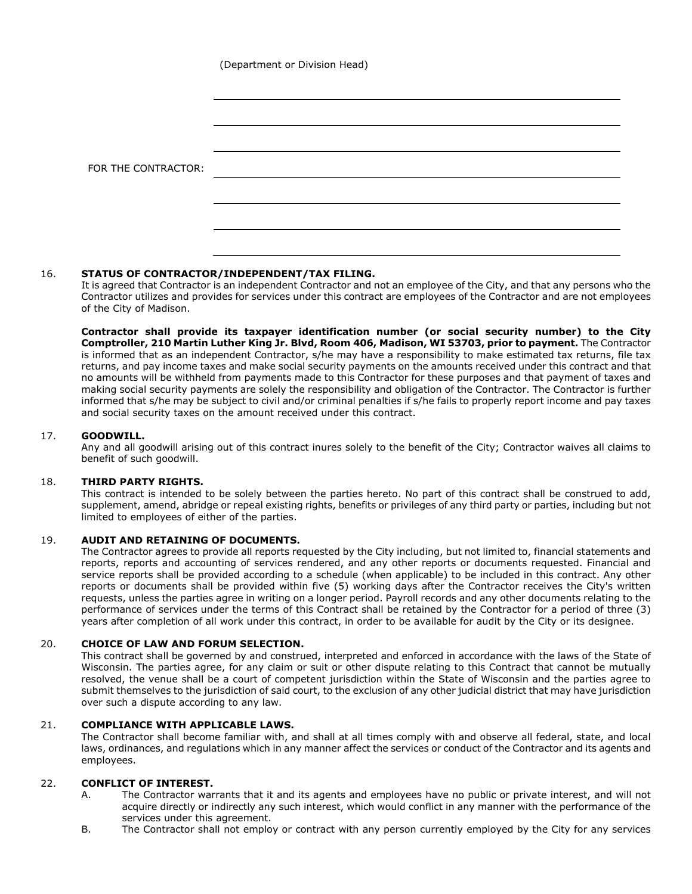(Department or Division Head)

\_\_\_\_\_\_\_\_\_\_\_\_\_\_\_\_\_\_\_\_\_\_\_\_\_\_\_\_\_\_\_\_\_\_\_\_\_\_\_\_

\_\_\_\_\_\_\_\_\_\_\_\_\_\_\_\_\_\_\_\_\_\_\_\_\_\_\_\_\_\_\_\_\_\_\_\_\_\_\_\_

\_\_\_\_\_\_\_\_\_\_\_\_\_\_\_\_\_\_\_\_\_\_\_\_\_\_\_\_\_\_\_\_\_\_\_\_\_\_\_\_

FOR THE CONTRACTOR: \_\_\_\_\_\_\_\_\_\_\_\_\_\_\_\_\_\_\_\_\_\_\_\_\_\_\_\_\_\_\_\_\_\_\_\_\_\_\_\_

\_\_\_\_\_\_\_\_\_\_\_\_\_\_\_\_\_\_\_\_\_\_\_\_\_\_\_\_\_\_\_\_\_\_\_\_\_\_\_\_

\_\_\_\_\_\_\_\_\_\_\_\_\_\_\_\_\_\_\_\_\_\_\_\_\_\_\_\_\_\_\_\_\_\_\_\_\_\_\_\_

\_\_\_\_\_\_\_\_\_\_\_\_\_\_\_\_\_\_\_\_\_\_\_\_\_\_\_\_\_\_\_\_\_\_\_\_\_\_\_\_

16. **STATUS OF CONTRACTOR/INDEPENDENT/TAX FILING.**
It is agreed that Contractor is an independent Contractor and not an employee of the City, and that any persons who the Contractor utilizes and provides for services under this contract are employees of the Contractor and are not employees of the City of Madison.

**Contractor shall provide its taxpayer identification number (or social security number) to the City Comptroller, 210 Martin Luther King Jr. Blvd, Room 406, Madison, WI 53703, prior to payment.** The Contractor is informed that as an independent Contractor, s/he may have a responsibility to make estimated tax returns, file tax returns, and pay income taxes and make social security payments on the amounts received under this contract and that no amounts will be withheld from payments made to this Contractor for these purposes and that payment of taxes and making social security payments are solely the responsibility and obligation of the Contractor. The Contractor is further informed that s/he may be subject to civil and/or criminal penalties if s/he fails to properly report income and pay taxes and social security taxes on the amount received under this contract.

17. **GOODWILL.**
Any and all goodwill arising out of this contract inures solely to the benefit of the City; Contractor waives all claims to benefit of such goodwill.

18. **THIRD PARTY RIGHTS.**
This contract is intended to be solely between the parties hereto. No part of this contract shall be construed to add, supplement, amend, abridge or repeal existing rights, benefits or privileges of any third party or parties, including but not limited to employees of either of the parties.

19. **AUDIT AND RETAINING OF DOCUMENTS.**
The Contractor agrees to provide all reports requested by the City including, but not limited to, financial statements and reports, reports and accounting of services rendered, and any other reports or documents requested. Financial and service reports shall be provided according to a schedule (when applicable) to be included in this contract. Any other reports or documents shall be provided within five (5) working days after the Contractor receives the City's written requests, unless the parties agree in writing on a longer period. Payroll records and any other documents relating to the performance of services under the terms of this Contract shall be retained by the Contractor for a period of three (3) years after completion of all work under this contract, in order to be available for audit by the City or its designee.

20. **CHOICE OF LAW AND FORUM SELECTION.**
This contract shall be governed by and construed, interpreted and enforced in accordance with the laws of the State of Wisconsin. The parties agree, for any claim or suit or other dispute relating to this Contract that cannot be mutually resolved, the venue shall be a court of competent jurisdiction within the State of Wisconsin and the parties agree to submit themselves to the jurisdiction of said court, to the exclusion of any other judicial district that may have jurisdiction over such a dispute according to any law.

21. **COMPLIANCE WITH APPLICABLE LAWS.**
The Contractor shall become familiar with, and shall at all times comply with and observe all federal, state, and local laws, ordinances, and regulations which in any manner affect the services or conduct of the Contractor and its agents and employees.

22. **CONFLICT OF INTEREST.**
    A. The Contractor warrants that it and its agents and employees have no public or private interest, and will not acquire directly or indirectly any such interest, which would conflict in any manner with the performance of the services under this agreement.
    B. The Contractor shall not employ or contract with any person currently employed by the City for any services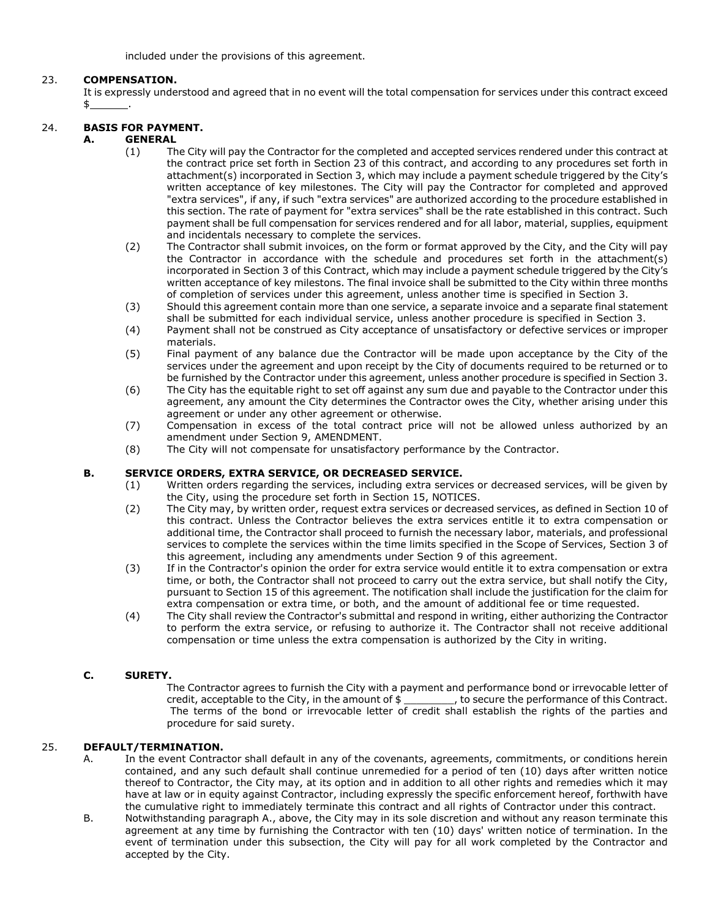included under the provisions of this agreement.

23. **COMPENSATION.**

It is expressly understood and agreed that in no event will the total compensation for services under this contract exceed $______.

24. **BASIS FOR PAYMENT.**

**A. GENERAL**

(1) The City will pay the Contractor for the completed and accepted services rendered under this contract at the contract price set forth in Section 23 of this contract, and according to any procedures set forth in attachment(s) incorporated in Section 3, which may include a payment schedule triggered by the City's written acceptance of key milestones. The City will pay the Contractor for completed and approved "extra services", if any, if such "extra services" are authorized according to the procedure established in this section. The rate of payment for "extra services" shall be the rate established in this contract. Such payment shall be full compensation for services rendered and for all labor, material, supplies, equipment and incidentals necessary to complete the services.

(2) The Contractor shall submit invoices, on the form or format approved by the City, and the City will pay the Contractor in accordance with the schedule and procedures set forth in the attachment(s) incorporated in Section 3 of this Contract, which may include a payment schedule triggered by the City's written acceptance of key milestons. The final invoice shall be submitted to the City within three months of completion of services under this agreement, unless another time is specified in Section 3.

(3) Should this agreement contain more than one service, a separate invoice and a separate final statement shall be submitted for each individual service, unless another procedure is specified in Section 3.

(4) Payment shall not be construed as City acceptance of unsatisfactory or defective services or improper materials.

(5) Final payment of any balance due the Contractor will be made upon acceptance by the City of the services under the agreement and upon receipt by the City of documents required to be returned or to be furnished by the Contractor under this agreement, unless another procedure is specified in Section 3.

(6) The City has the equitable right to set off against any sum due and payable to the Contractor under this agreement, any amount the City determines the Contractor owes the City, whether arising under this agreement or under any other agreement or otherwise.

(7) Compensation in excess of the total contract price will not be allowed unless authorized by an amendment under Section 9, AMENDMENT.

(8) The City will not compensate for unsatisfactory performance by the Contractor.

**B. SERVICE ORDERS, EXTRA SERVICE, OR DECREASED SERVICE.**

(1) Written orders regarding the services, including extra services or decreased services, will be given by the City, using the procedure set forth in Section 15, NOTICES.

(2) The City may, by written order, request extra services or decreased services, as defined in Section 10 of this contract. Unless the Contractor believes the extra services entitle it to extra compensation or additional time, the Contractor shall proceed to furnish the necessary labor, materials, and professional services to complete the services within the time limits specified in the Scope of Services, Section 3 of this agreement, including any amendments under Section 9 of this agreement.

(3) If in the Contractor's opinion the order for extra service would entitle it to extra compensation or extra time, or both, the Contractor shall not proceed to carry out the extra service, but shall notify the City, pursuant to Section 15 of this agreement. The notification shall include the justification for the claim for extra compensation or extra time, or both, and the amount of additional fee or time requested.

(4) The City shall review the Contractor's submittal and respond in writing, either authorizing the Contractor to perform the extra service, or refusing to authorize it. The Contractor shall not receive additional compensation or time unless the extra compensation is authorized by the City in writing.

**C. SURETY.**

The Contractor agrees to furnish the City with a payment and performance bond or irrevocable letter of credit, acceptable to the City, in the amount of $ ________, to secure the performance of this Contract. The terms of the bond or irrevocable letter of credit shall establish the rights of the parties and procedure for said surety.

25. **DEFAULT/TERMINATION.**

A. In the event Contractor shall default in any of the covenants, agreements, commitments, or conditions herein contained, and any such default shall continue unremedied for a period of ten (10) days after written notice thereof to Contractor, the City may, at its option and in addition to all other rights and remedies which it may have at law or in equity against Contractor, including expressly the specific enforcement hereof, forthwith have the cumulative right to immediately terminate this contract and all rights of Contractor under this contract.

B. Notwithstanding paragraph A., above, the City may in its sole discretion and without any reason terminate this agreement at any time by furnishing the Contractor with ten (10) days' written notice of termination. In the event of termination under this subsection, the City will pay for all work completed by the Contractor and accepted by the City.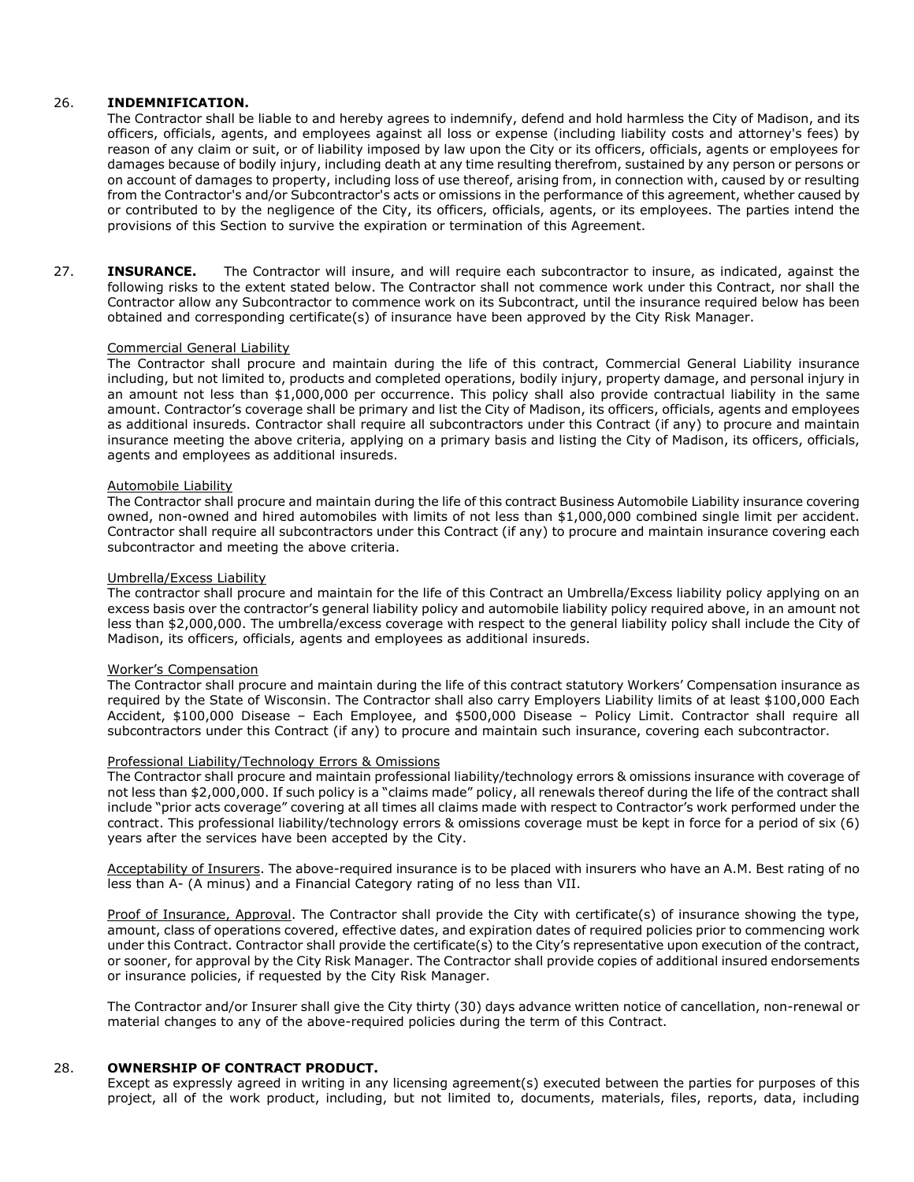26. **INDEMNIFICATION.**

The Contractor shall be liable to and hereby agrees to indemnify, defend and hold harmless the City of Madison, and its officers, officials, agents, and employees against all loss or expense (including liability costs and attorney's fees) by reason of any claim or suit, or of liability imposed by law upon the City or its officers, officials, agents or employees for damages because of bodily injury, including death at any time resulting therefrom, sustained by any person or persons or on account of damages to property, including loss of use thereof, arising from, in connection with, caused by or resulting from the Contractor's and/or Subcontractor's acts or omissions in the performance of this agreement, whether caused by or contributed to by the negligence of the City, its officers, officials, agents, or its employees. The parties intend the provisions of this Section to survive the expiration or termination of this Agreement.

27. **INSURANCE.** The Contractor will insure, and will require each subcontractor to insure, as indicated, against the following risks to the extent stated below. The Contractor shall not commence work under this Contract, nor shall the Contractor allow any Subcontractor to commence work on its Subcontract, until the insurance required below has been obtained and corresponding certificate(s) of insurance have been approved by the City Risk Manager.

<u>Commercial General Liability</u>

The Contractor shall procure and maintain during the life of this contract, Commercial General Liability insurance including, but not limited to, products and completed operations, bodily injury, property damage, and personal injury in an amount not less than $1,000,000 per occurrence. This policy shall also provide contractual liability in the same amount. Contractor's coverage shall be primary and list the City of Madison, its officers, officials, agents and employees as additional insureds. Contractor shall require all subcontractors under this Contract (if any) to procure and maintain insurance meeting the above criteria, applying on a primary basis and listing the City of Madison, its officers, officials, agents and employees as additional insureds.

<u>Automobile Liability</u>

The Contractor shall procure and maintain during the life of this contract Business Automobile Liability insurance covering owned, non-owned and hired automobiles with limits of not less than $1,000,000 combined single limit per accident. Contractor shall require all subcontractors under this Contract (if any) to procure and maintain insurance covering each subcontractor and meeting the above criteria.

<u>Umbrella/Excess Liability</u>

The contractor shall procure and maintain for the life of this Contract an Umbrella/Excess liability policy applying on an excess basis over the contractor's general liability policy and automobile liability policy required above, in an amount not less than $2,000,000. The umbrella/excess coverage with respect to the general liability policy shall include the City of Madison, its officers, officials, agents and employees as additional insureds.

<u>Worker's Compensation</u>

The Contractor shall procure and maintain during the life of this contract statutory Workers' Compensation insurance as required by the State of Wisconsin. The Contractor shall also carry Employers Liability limits of at least $100,000 Each Accident, $100,000 Disease – Each Employee, and $500,000 Disease – Policy Limit. Contractor shall require all subcontractors under this Contract (if any) to procure and maintain such insurance, covering each subcontractor.

<u>Professional Liability/Technology Errors & Omissions</u>

The Contractor shall procure and maintain professional liability/technology errors & omissions insurance with coverage of not less than $2,000,000. If such policy is a "claims made" policy, all renewals thereof during the life of the contract shall include "prior acts coverage" covering at all times all claims made with respect to Contractor's work performed under the contract. This professional liability/technology errors & omissions coverage must be kept in force for a period of six (6) years after the services have been accepted by the City.

<u>Acceptability of Insurers</u>. The above-required insurance is to be placed with insurers who have an A.M. Best rating of no less than A- (A minus) and a Financial Category rating of no less than VII.

<u>Proof of Insurance, Approval</u>. The Contractor shall provide the City with certificate(s) of insurance showing the type, amount, class of operations covered, effective dates, and expiration dates of required policies prior to commencing work under this Contract. Contractor shall provide the certificate(s) to the City's representative upon execution of the contract, or sooner, for approval by the City Risk Manager. The Contractor shall provide copies of additional insured endorsements or insurance policies, if requested by the City Risk Manager.

The Contractor and/or Insurer shall give the City thirty (30) days advance written notice of cancellation, non-renewal or material changes to any of the above-required policies during the term of this Contract.

28. **OWNERSHIP OF CONTRACT PRODUCT.**

Except as expressly agreed in writing in any licensing agreement(s) executed between the parties for purposes of this project, all of the work product, including, but not limited to, documents, materials, files, reports, data, including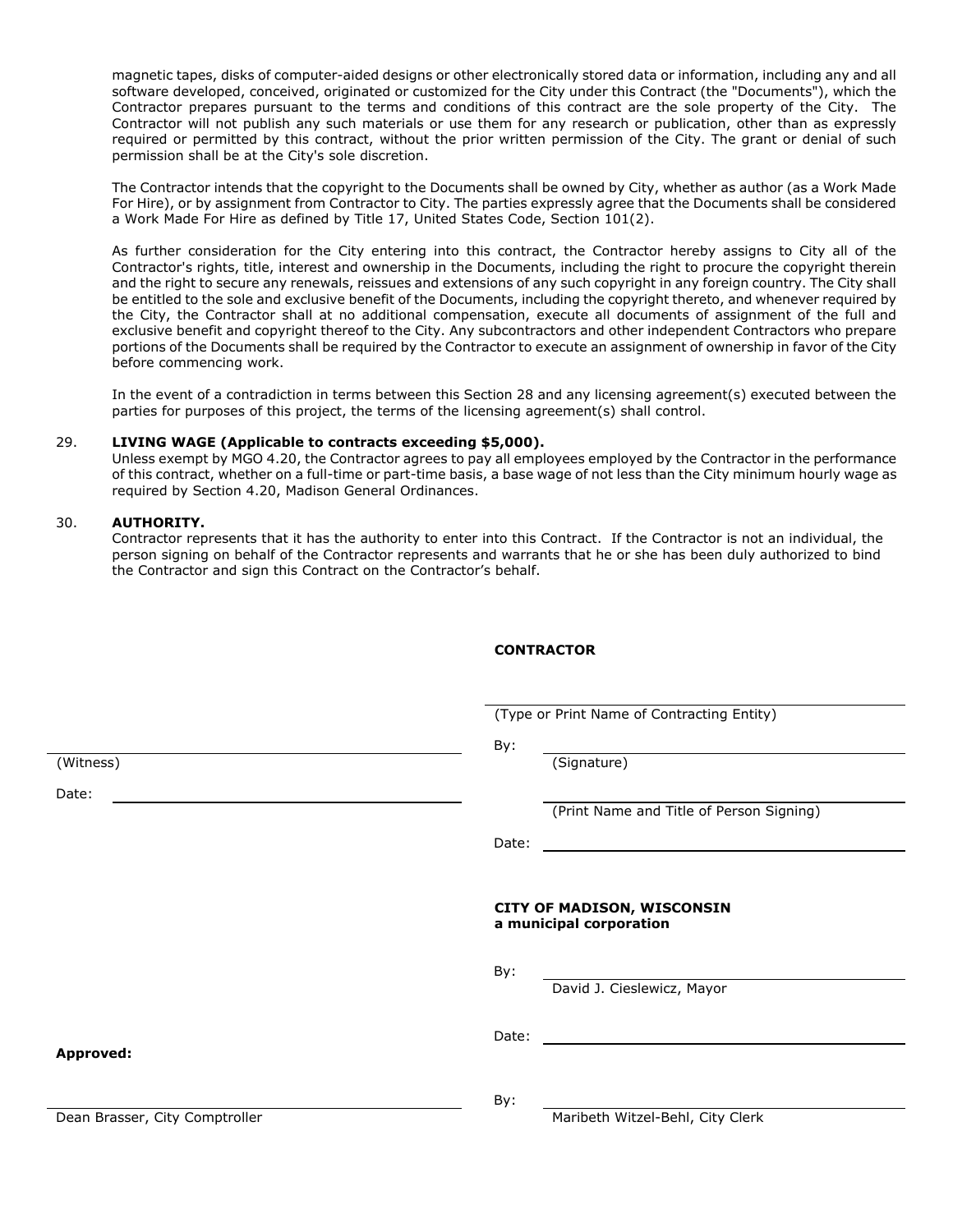magnetic tapes, disks of computer-aided designs or other electronically stored data or information, including any and all software developed, conceived, originated or customized for the City under this Contract (the "Documents"), which the Contractor prepares pursuant to the terms and conditions of this contract are the sole property of the City. The Contractor will not publish any such materials or use them for any research or publication, other than as expressly required or permitted by this contract, without the prior written permission of the City. The grant or denial of such permission shall be at the City's sole discretion.

The Contractor intends that the copyright to the Documents shall be owned by City, whether as author (as a Work Made For Hire), or by assignment from Contractor to City. The parties expressly agree that the Documents shall be considered a Work Made For Hire as defined by Title 17, United States Code, Section 101(2).

As further consideration for the City entering into this contract, the Contractor hereby assigns to City all of the Contractor's rights, title, interest and ownership in the Documents, including the right to procure the copyright therein and the right to secure any renewals, reissues and extensions of any such copyright in any foreign country. The City shall be entitled to the sole and exclusive benefit of the Documents, including the copyright thereto, and whenever required by the City, the Contractor shall at no additional compensation, execute all documents of assignment of the full and exclusive benefit and copyright thereof to the City. Any subcontractors and other independent Contractors who prepare portions of the Documents shall be required by the Contractor to execute an assignment of ownership in favor of the City before commencing work.

In the event of a contradiction in terms between this Section 28 and any licensing agreement(s) executed between the parties for purposes of this project, the terms of the licensing agreement(s) shall control.

29. **LIVING WAGE (Applicable to contracts exceeding $5,000).**
Unless exempt by MGO 4.20, the Contractor agrees to pay all employees employed by the Contractor in the performance of this contract, whether on a full-time or part-time basis, a base wage of not less than the City minimum hourly wage as required by Section 4.20, Madison General Ordinances.

30. **AUTHORITY.**
Contractor represents that it has the authority to enter into this Contract. If the Contractor is not an individual, the person signing on behalf of the Contractor represents and warrants that he or she has been duly authorized to bind the Contractor and sign this Contract on the Contractor's behalf.

**CONTRACTOR**

______________________________
(Type or Print Name of Contracting Entity)

By: ______________________________
(Signature)

______________________________
(Print Name and Title of Person Signing)

Date: ______________________________

______________________________
(Witness)

Date: ______________________________

**CITY OF MADISON, WISCONSIN**
**a municipal corporation**

By: ______________________________
David J. Cieslewicz, Mayor

Date: ______________________________

**Approved:**

______________________________
Dean Brasser, City Comptroller

By: ______________________________
Maribeth Witzel-Behl, City Clerk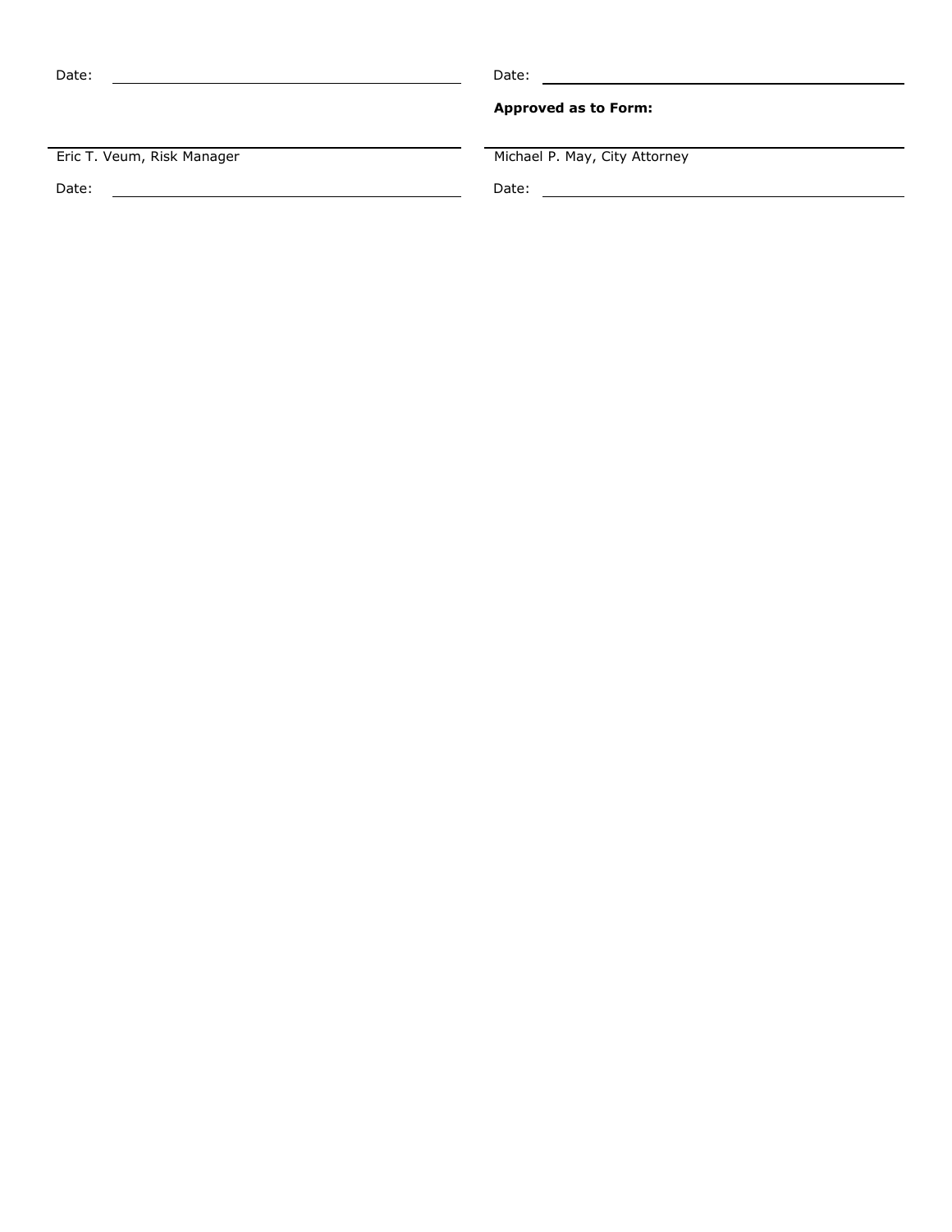Date: ______________________________

Date: ______________________________

**Approved as to Form:**

______________________________
Eric T. Veum, Risk Manager

Date: ______________________________

______________________________
Michael P. May, City Attorney

Date: ______________________________